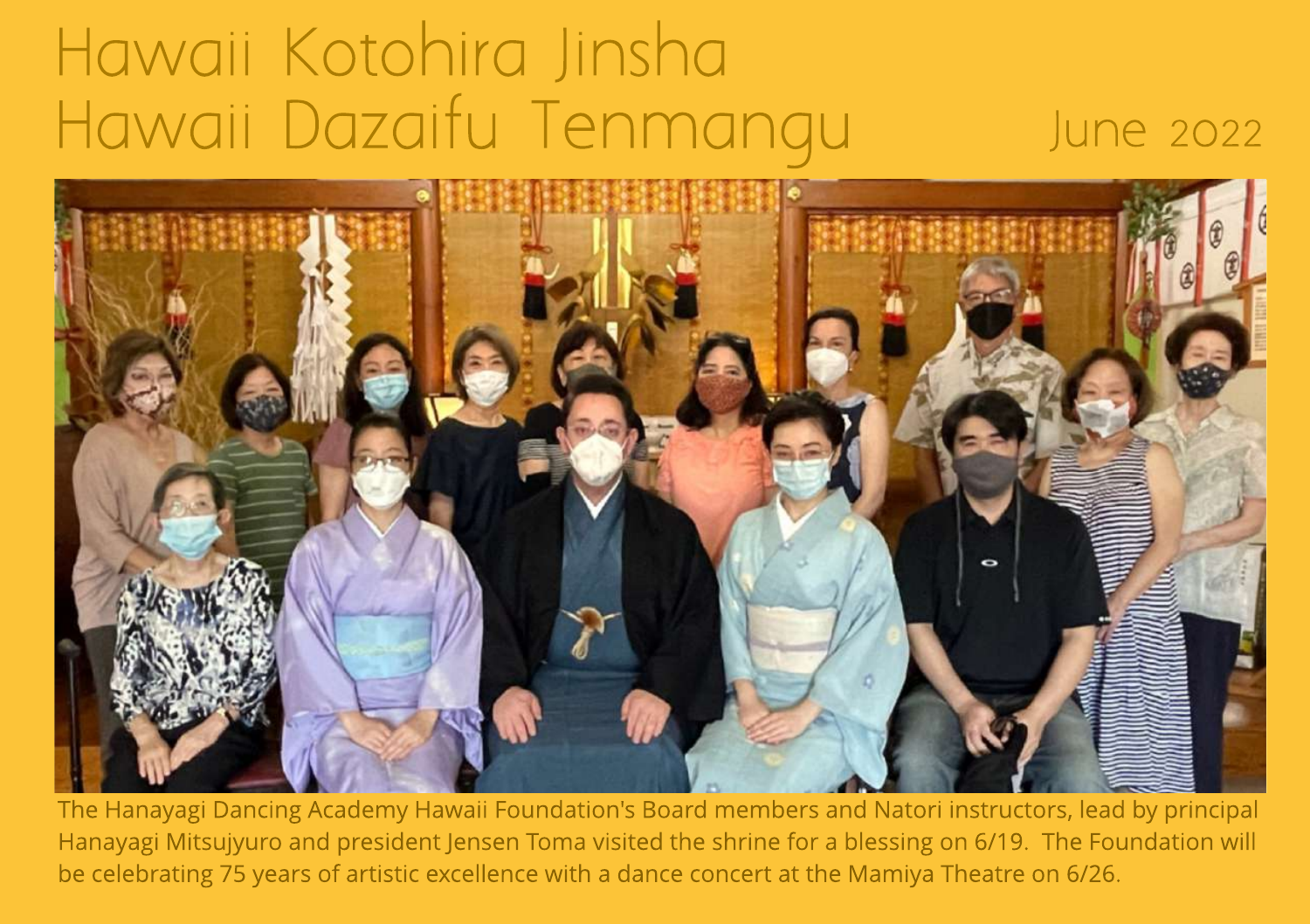# Hawaii Kotohira Jinsha
# Hawaii Dazaifu Tenmangu

June 2022

The Hanayagi Dancing Academy Hawaii Foundation's Board members and Natori instructors, lead by principal Hanayagi Mitsujyuro and president Jensen Toma visited the shrine for a blessing on 6/19. The Foundation will be celebrating 75 years of artistic excellence with a dance concert at the Mamiya Theatre on 6/26.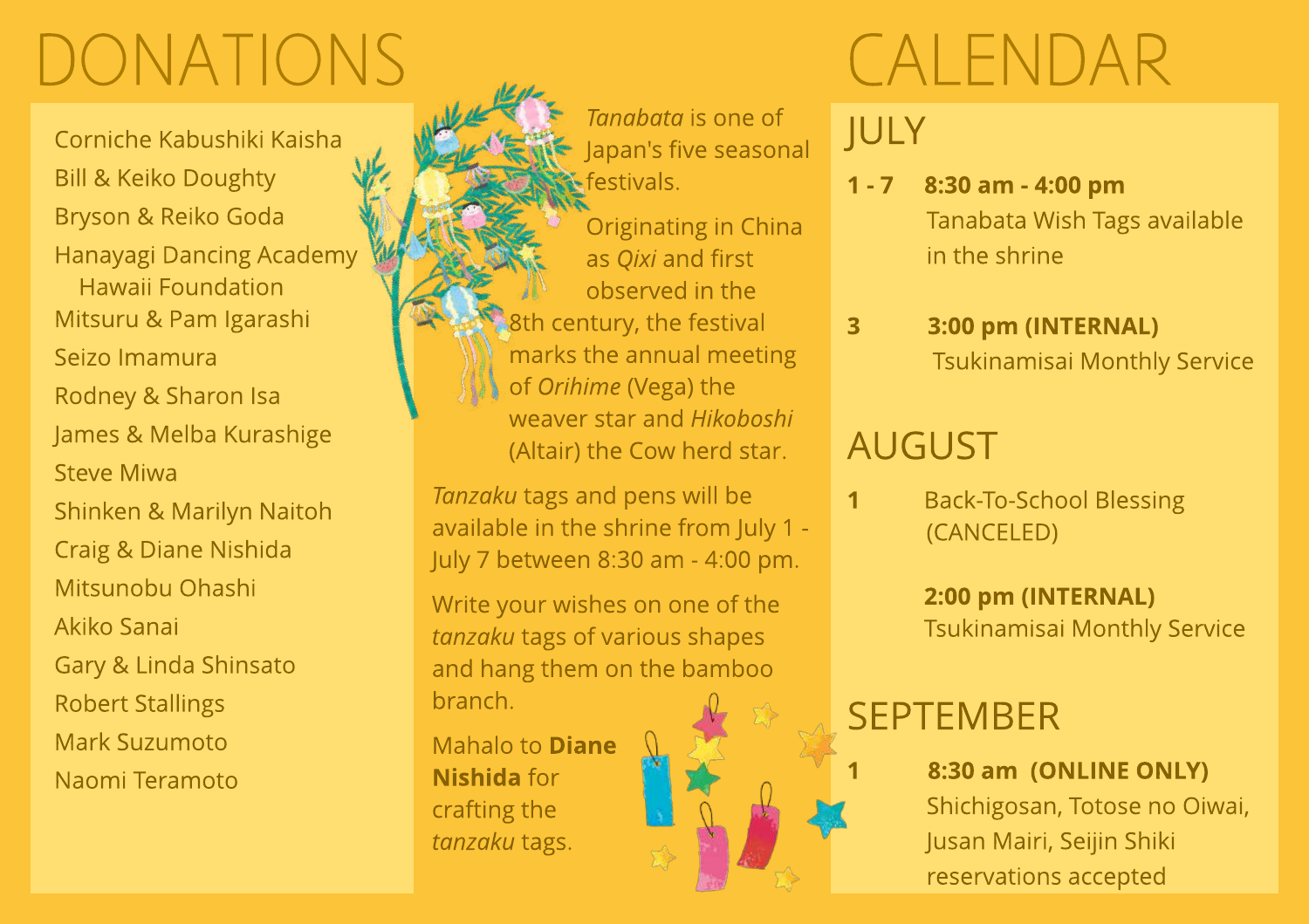# DONATIONS

Corniche Kabushiki Kaisha
Bill & Keiko Doughty
Bryson & Reiko Goda
Hanayagi Dancing Academy Hawaii Foundation
Mitsuru & Pam Igarashi
Seizo Imamura
Rodney & Sharon Isa
James & Melba Kurashige
Steve Miwa
Shinken & Marilyn Naitoh
Craig & Diane Nishida
Mitsunobu Ohashi
Akiko Sanai
Gary & Linda Shinsato
Robert Stallings
Mark Suzumoto
Naomi Teramoto

*Tanabata* is one of Japan's five seasonal festivals.

Originating in China as *Qixi* and first observed in the 8th century, the festival marks the annual meeting of *Orihime* (Vega) the weaver star and *Hikoboshi* (Altair) the Cow herd star.

*Tanzaku* tags and pens will be available in the shrine from July 1 - July 7 between 8:30 am - 4:00 pm.

Write your wishes on one of the *tanzaku* tags of various shapes and hang them on the bamboo branch.

Mahalo to **Diane Nishida** for crafting the *tanzaku* tags.

# CALENDAR

## JULY

**1 - 7** **8:30 am - 4:00 pm**
Tanabata Wish Tags available in the shrine

**3** **3:00 pm (INTERNAL)**
Tsukinamisai Monthly Service

## AUGUST

**1** Back-To-School Blessing (CANCELED)

**2:00 pm (INTERNAL)**
Tsukinamisai Monthly Service

## SEPTEMBER

**1** **8:30 am (ONLINE ONLY)**
Shichigosan, Totose no Oiwai, Jusan Mairi, Seijin Shiki reservations accepted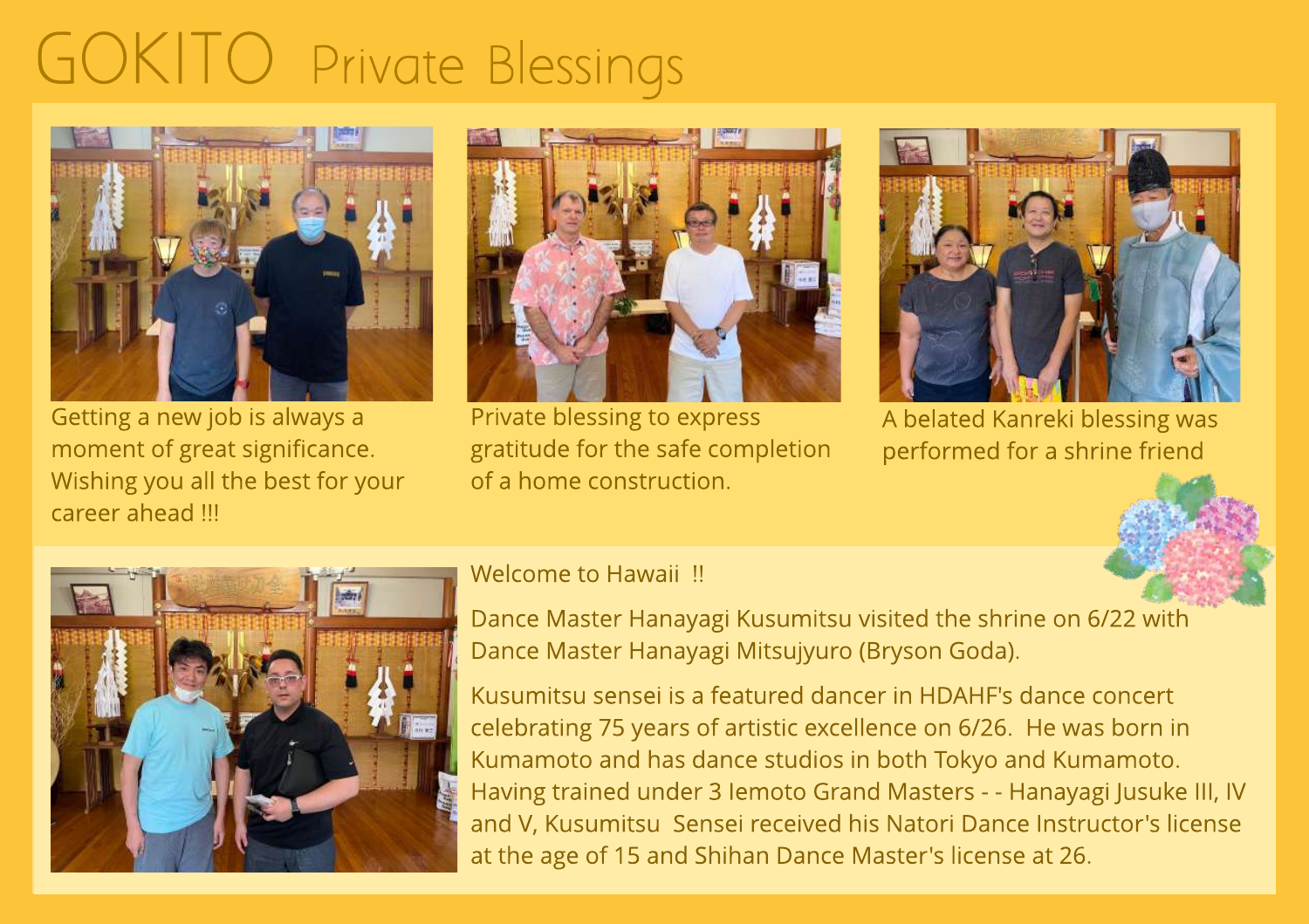# GOKITO Private Blessings

Getting a new job is always a moment of great significance. Wishing you all the best for your career ahead !!!

Private blessing to express gratitude for the safe completion of a home construction.

A belated Kanreki blessing was performed for a shrine friend

Welcome to Hawaii !!

Dance Master Hanayagi Kusumitsu visited the shrine on 6/22 with Dance Master Hanayagi Mitsujyuro (Bryson Goda).

Kusumitsu sensei is a featured dancer in HDAHF's dance concert celebrating 75 years of artistic excellence on 6/26. He was born in Kumamoto and has dance studios in both Tokyo and Kumamoto. Having trained under 3 Iemoto Grand Masters - - Hanayagi Jusuke III, IV and V, Kusumitsu Sensei received his Natori Dance Instructor's license at the age of 15 and Shihan Dance Master's license at 26.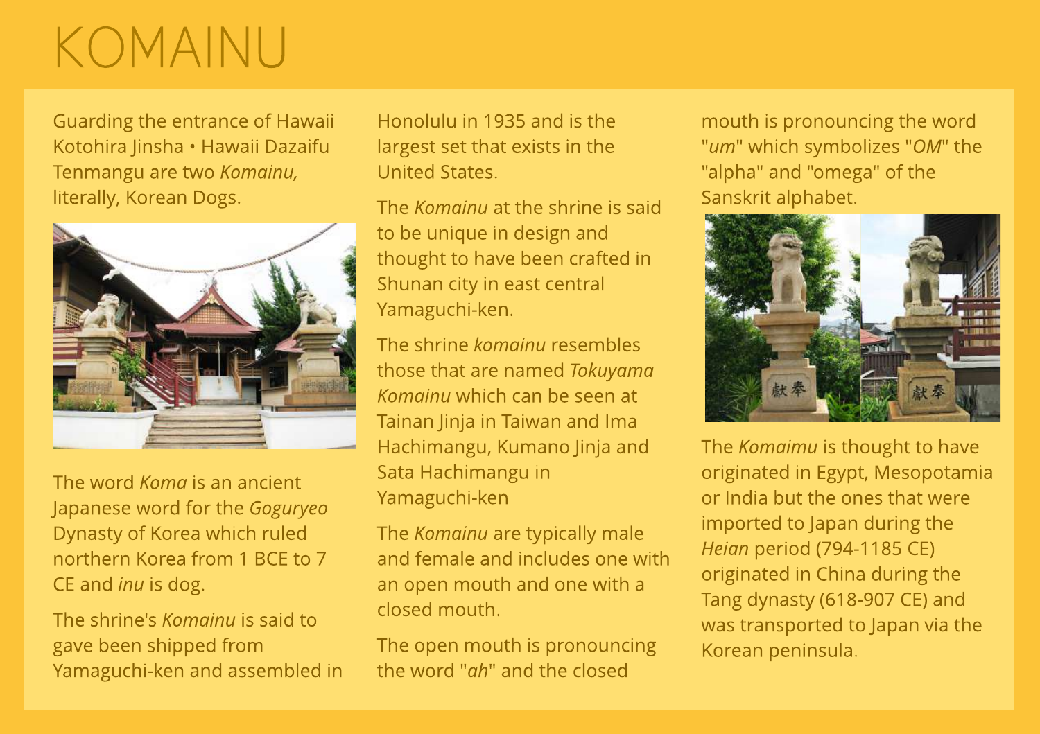# KOMAINU

Guarding the entrance of Hawaii Kotohira Jinsha • Hawaii Dazaifu Tenmangu are two *Komainu,* literally, Korean Dogs.

The word *Koma* is an ancient Japanese word for the *Goguryeo* Dynasty of Korea which ruled northern Korea from 1 BCE to 7 CE and *inu* is dog.

The shrine's *Komainu* is said to gave been shipped from Yamaguchi-ken and assembled in Honolulu in 1935 and is the largest set that exists in the United States.

The *Komainu* at the shrine is said to be unique in design and thought to have been crafted in Shunan city in east central Yamaguchi-ken.

The shrine *komainu* resembles those that are named *Tokuyama Komainu* which can be seen at Tainan Jinja in Taiwan and Ima Hachimangu, Kumano Jinja and Sata Hachimangu in Yamaguchi-ken

The *Komainu* are typically male and female and includes one with an open mouth and one with a closed mouth.

The open mouth is pronouncing the word "*ah*" and the closed mouth is pronouncing the word "*um*" which symbolizes "*OM*" the "alpha" and "omega" of the Sanskrit alphabet.

The *Komaimu* is thought to have originated in Egypt, Mesopotamia or India but the ones that were imported to Japan during the *Heian* period (794-1185 CE) originated in China during the Tang dynasty (618-907 CE) and was transported to Japan via the Korean peninsula.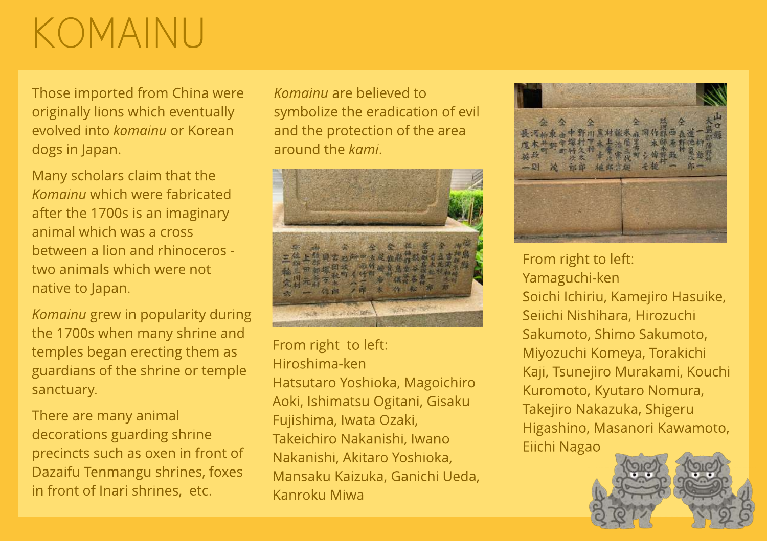# KOMAINU

Those imported from China were originally lions which eventually evolved into *komainu* or Korean dogs in Japan.

Many scholars claim that the *Komainu* which were fabricated after the 1700s is an imaginary animal which was a cross between a lion and rhinoceros - two animals which were not native to Japan.

*Komainu* grew in popularity during the 1700s when many shrine and temples began erecting them as guardians of the shrine or temple sanctuary.

There are many animal decorations guarding shrine precincts such as oxen in front of Dazaifu Tenmangu shrines, foxes in front of Inari shrines, etc.

*Komainu* are believed to symbolize the eradication of evil and the protection of the area around the *kami*.

From right to left:
Hiroshima-ken
Hatsutaro Yoshioka, Magoichiro Aoki, Ishimatsu Ogitani, Gisaku Fujishima, Iwata Ozaki, Takeichiro Nakanishi, Iwano Nakanishi, Akitaro Yoshioka, Mansaku Kaizuka, Ganichi Ueda, Kanroku Miwa

From right to left:
Yamaguchi-ken
Soichi Ichiriu, Kamejiro Hasuike, Seiichi Nishihara, Hirozuchi Sakumoto, Shimo Sakumoto, Miyozuchi Komeya, Torakichi Kaji, Tsunejiro Murakami, Kouchi Kuromoto, Kyutaro Nomura, Takejiro Nakazuka, Shigeru Higashino, Masanori Kawamoto, Eiichi Nagao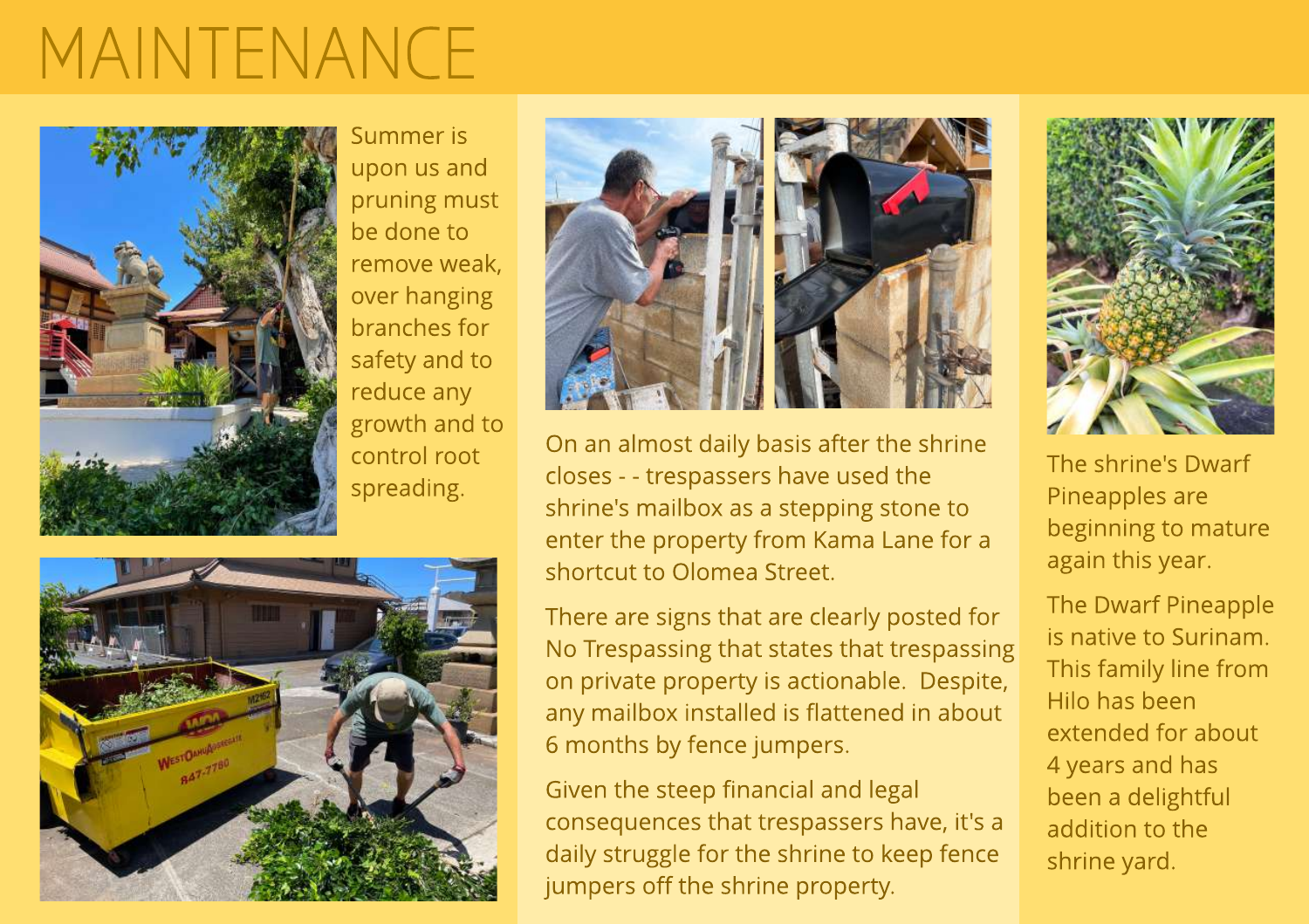# MAINTENANCE

Summer is upon us and pruning must be done to remove weak, over hanging branches for safety and to reduce any growth and to control root spreading.

On an almost daily basis after the shrine closes - - trespassers have used the shrine's mailbox as a stepping stone to enter the property from Kama Lane for a shortcut to Olomea Street.

There are signs that are clearly posted for No Trespassing that states that trespassing on private property is actionable. Despite, any mailbox installed is flattened in about 6 months by fence jumpers.

Given the steep financial and legal consequences that trespassers have, it's a daily struggle for the shrine to keep fence jumpers off the shrine property.

The shrine's Dwarf Pineapples are beginning to mature again this year.

The Dwarf Pineapple is native to Surinam. This family line from Hilo has been extended for about 4 years and has been a delightful addition to the shrine yard.